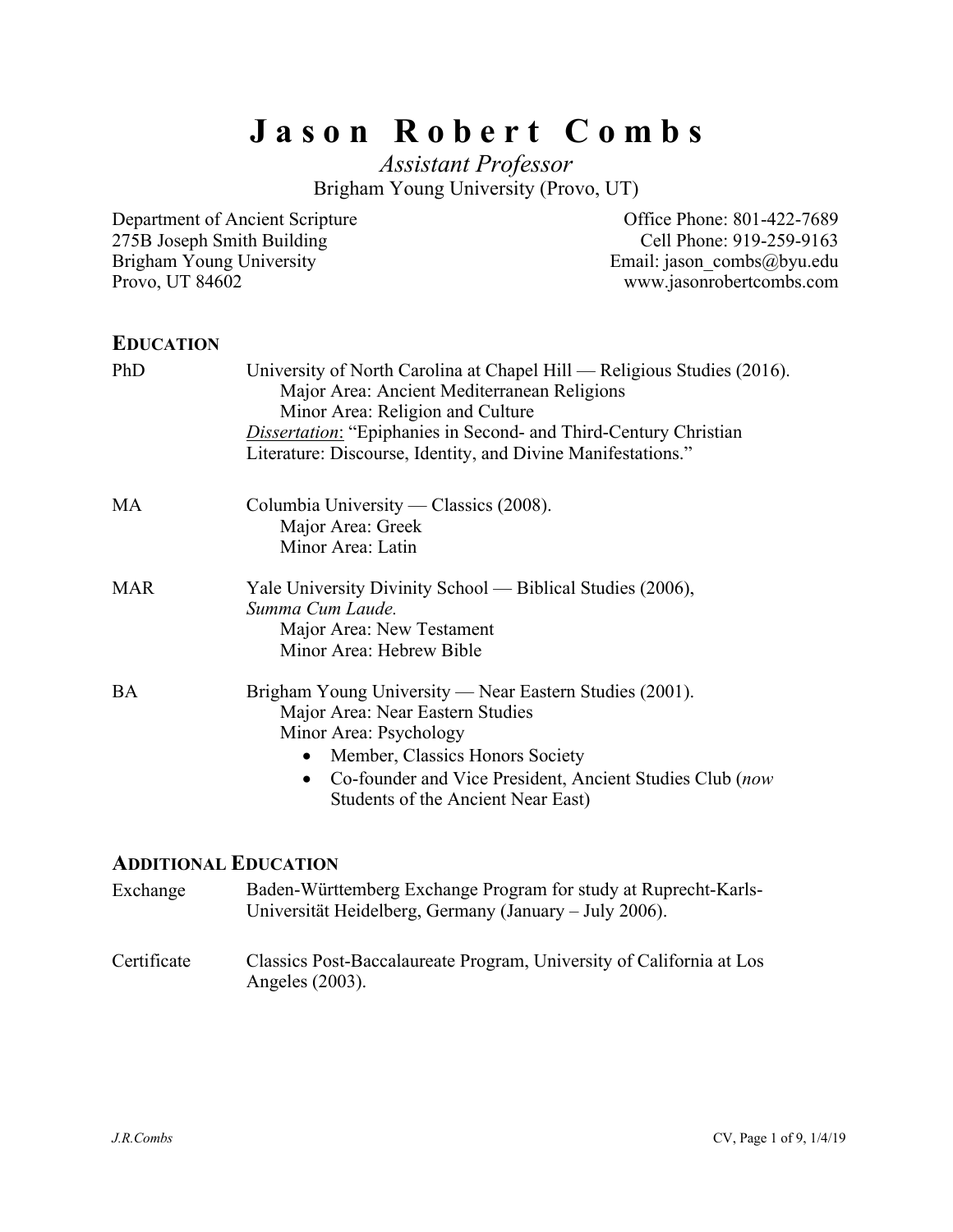# Jason Robert Combs

*Assistant Professor*
Brigham Young University (Provo, UT)

Department of Ancient Scripture
275B Joseph Smith Building
Brigham Young University
Provo, UT 84602

Office Phone: 801-422-7689
Cell Phone: 919-259-9163
Email: jason_combs@byu.edu
www.jasonrobertcombs.com

## EDUCATION

**PhD** — University of North Carolina at Chapel Hill — Religious Studies (2016).
- Major Area: Ancient Mediterranean Religions
- Minor Area: Religion and Culture

*Dissertation*: "Epiphanies in Second- and Third-Century Christian Literature: Discourse, Identity, and Divine Manifestations."

**MA** — Columbia University — Classics (2008).
- Major Area: Greek
- Minor Area: Latin

**MAR** — Yale University Divinity School — Biblical Studies (2006), *Summa Cum Laude.*
- Major Area: New Testament
- Minor Area: Hebrew Bible

**BA** — Brigham Young University — Near Eastern Studies (2001).
- Major Area: Near Eastern Studies
- Minor Area: Psychology
  - Member, Classics Honors Society
  - Co-founder and Vice President, Ancient Studies Club (*now* Students of the Ancient Near East)

## ADDITIONAL EDUCATION

**Exchange** — Baden-Württemberg Exchange Program for study at Ruprecht-Karls-Universität Heidelberg, Germany (January – July 2006).

**Certificate** — Classics Post-Baccalaureate Program, University of California at Los Angeles (2003).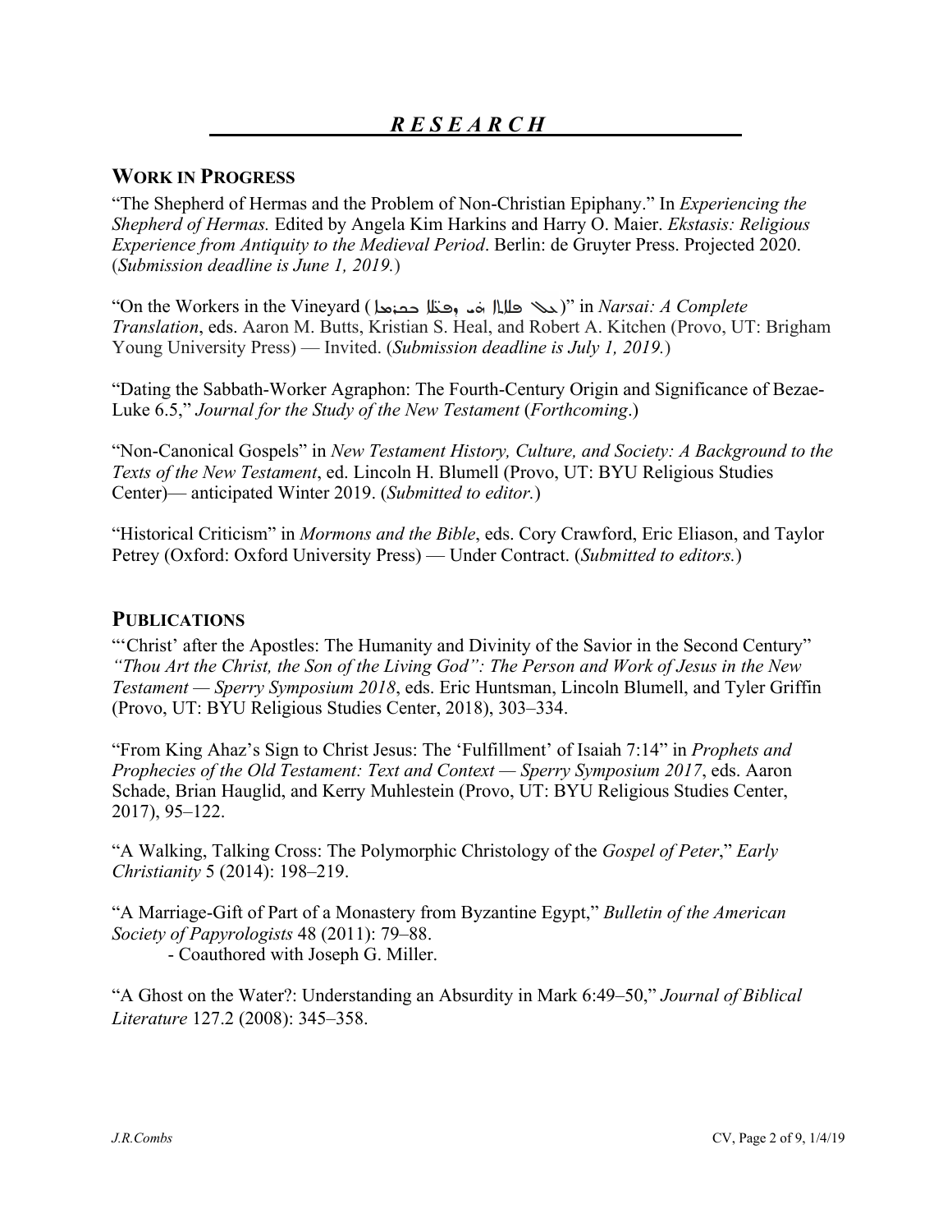# *R E S E A R C H*

## WORK IN PROGRESS

"The Shepherd of Hermas and the Problem of Non-Christian Epiphany." In *Experiencing the Shepherd of Hermas.* Edited by Angela Kim Harkins and Harry O. Maier. *Ekstasis: Religious Experience from Antiquity to the Medieval Period*. Berlin: de Gruyter Press. Projected 2020. (*Submission deadline is June 1, 2019.*)

"On the Workers in the Vineyard (ܥܠ ܦܥܠܐ ܕܒܟܪܡܐ)" in *Narsai: A Complete Translation*, eds. Aaron M. Butts, Kristian S. Heal, and Robert A. Kitchen (Provo, UT: Brigham Young University Press) — Invited. (*Submission deadline is July 1, 2019.*)

"Dating the Sabbath-Worker Agraphon: The Fourth-Century Origin and Significance of Bezae-Luke 6.5," *Journal for the Study of the New Testament* (*Forthcoming*.)

"Non-Canonical Gospels" in *New Testament History, Culture, and Society: A Background to the Texts of the New Testament*, ed. Lincoln H. Blumell (Provo, UT: BYU Religious Studies Center)— anticipated Winter 2019. (*Submitted to editor.*)

"Historical Criticism" in *Mormons and the Bible*, eds. Cory Crawford, Eric Eliason, and Taylor Petrey (Oxford: Oxford University Press) — Under Contract. (*Submitted to editors.*)

## PUBLICATIONS

"'Christ' after the Apostles: The Humanity and Divinity of the Savior in the Second Century" *"Thou Art the Christ, the Son of the Living God": The Person and Work of Jesus in the New Testament — Sperry Symposium 2018*, eds. Eric Huntsman, Lincoln Blumell, and Tyler Griffin (Provo, UT: BYU Religious Studies Center, 2018), 303–334.

"From King Ahaz's Sign to Christ Jesus: The 'Fulfillment' of Isaiah 7:14" in *Prophets and Prophecies of the Old Testament: Text and Context — Sperry Symposium 2017*, eds. Aaron Schade, Brian Hauglid, and Kerry Muhlestein (Provo, UT: BYU Religious Studies Center, 2017), 95–122.

"A Walking, Talking Cross: The Polymorphic Christology of the *Gospel of Peter*," *Early Christianity* 5 (2014): 198–219.

"A Marriage-Gift of Part of a Monastery from Byzantine Egypt," *Bulletin of the American Society of Papyrologists* 48 (2011): 79–88.
- Coauthored with Joseph G. Miller.

"A Ghost on the Water?: Understanding an Absurdity in Mark 6:49–50," *Journal of Biblical Literature* 127.2 (2008): 345–358.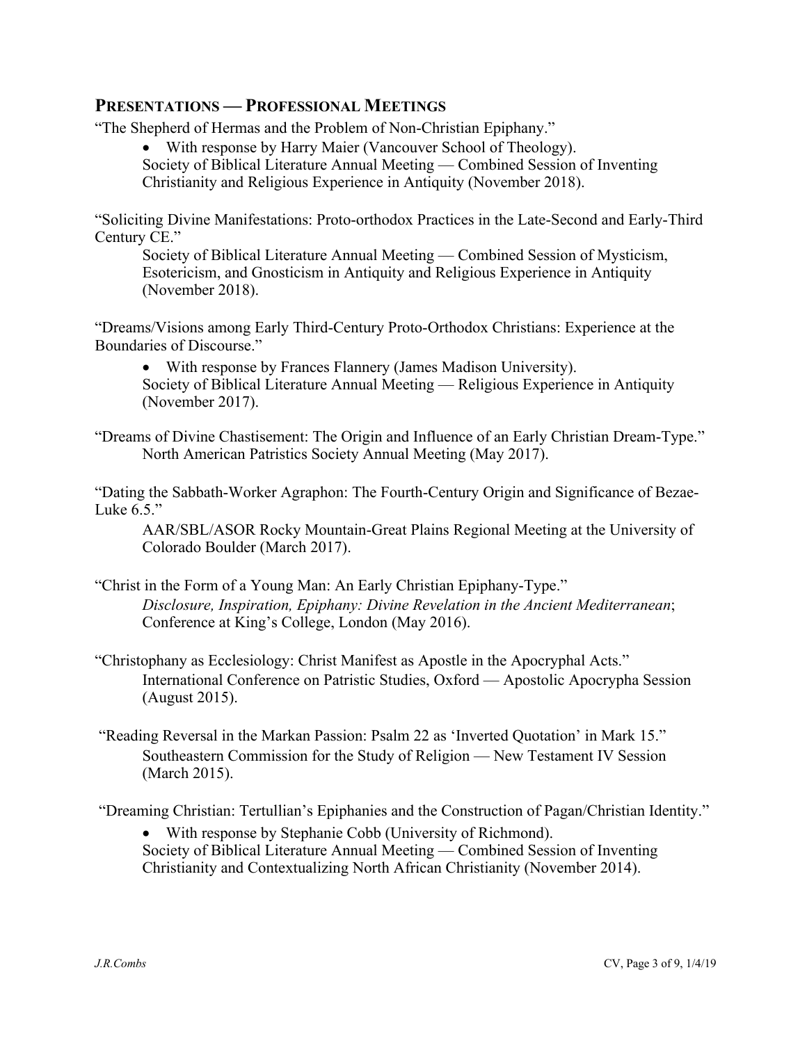## PRESENTATIONS — PROFESSIONAL MEETINGS

"The Shepherd of Hermas and the Problem of Non-Christian Epiphany."

- With response by Harry Maier (Vancouver School of Theology).

Society of Biblical Literature Annual Meeting — Combined Session of Inventing Christianity and Religious Experience in Antiquity (November 2018).

"Soliciting Divine Manifestations: Proto-orthodox Practices in the Late-Second and Early-Third Century CE."

Society of Biblical Literature Annual Meeting — Combined Session of Mysticism, Esotericism, and Gnosticism in Antiquity and Religious Experience in Antiquity (November 2018).

"Dreams/Visions among Early Third-Century Proto-Orthodox Christians: Experience at the Boundaries of Discourse."

- With response by Frances Flannery (James Madison University).

Society of Biblical Literature Annual Meeting — Religious Experience in Antiquity (November 2017).

"Dreams of Divine Chastisement: The Origin and Influence of an Early Christian Dream-Type."

North American Patristics Society Annual Meeting (May 2017).

"Dating the Sabbath-Worker Agraphon: The Fourth-Century Origin and Significance of Bezae-Luke 6.5."

AAR/SBL/ASOR Rocky Mountain-Great Plains Regional Meeting at the University of Colorado Boulder (March 2017).

"Christ in the Form of a Young Man: An Early Christian Epiphany-Type."

*Disclosure, Inspiration, Epiphany: Divine Revelation in the Ancient Mediterranean*; Conference at King's College, London (May 2016).

"Christophany as Ecclesiology: Christ Manifest as Apostle in the Apocryphal Acts."

International Conference on Patristic Studies, Oxford — Apostolic Apocrypha Session (August 2015).

"Reading Reversal in the Markan Passion: Psalm 22 as 'Inverted Quotation' in Mark 15."

Southeastern Commission for the Study of Religion — New Testament IV Session (March 2015).

"Dreaming Christian: Tertullian's Epiphanies and the Construction of Pagan/Christian Identity."

- With response by Stephanie Cobb (University of Richmond).

Society of Biblical Literature Annual Meeting — Combined Session of Inventing Christianity and Contextualizing North African Christianity (November 2014).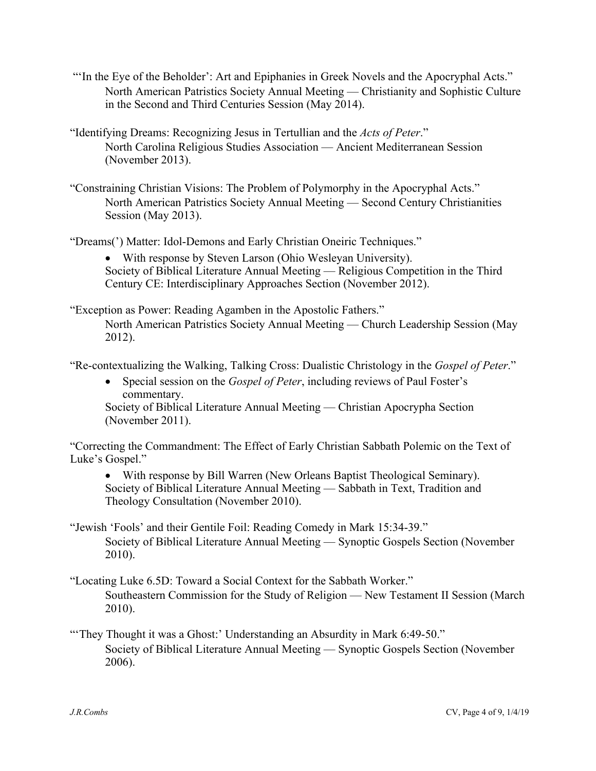"'In the Eye of the Beholder': Art and Epiphanies in Greek Novels and the Apocryphal Acts."
North American Patristics Society Annual Meeting — Christianity and Sophistic Culture in the Second and Third Centuries Session (May 2014).

"Identifying Dreams: Recognizing Jesus in Tertullian and the *Acts of Peter*."
North Carolina Religious Studies Association — Ancient Mediterranean Session (November 2013).

"Constraining Christian Visions: The Problem of Polymorphy in the Apocryphal Acts."
North American Patristics Society Annual Meeting — Second Century Christianities Session (May 2013).

"Dreams(') Matter: Idol-Demons and Early Christian Oneiric Techniques."

- With response by Steven Larson (Ohio Wesleyan University).

Society of Biblical Literature Annual Meeting — Religious Competition in the Third Century CE: Interdisciplinary Approaches Section (November 2012).

"Exception as Power: Reading Agamben in the Apostolic Fathers."
North American Patristics Society Annual Meeting — Church Leadership Session (May 2012).

"Re-contextualizing the Walking, Talking Cross: Dualistic Christology in the *Gospel of Peter*."

- Special session on the *Gospel of Peter*, including reviews of Paul Foster's commentary.

Society of Biblical Literature Annual Meeting — Christian Apocrypha Section (November 2011).

"Correcting the Commandment: The Effect of Early Christian Sabbath Polemic on the Text of Luke's Gospel."

- With response by Bill Warren (New Orleans Baptist Theological Seminary).

Society of Biblical Literature Annual Meeting — Sabbath in Text, Tradition and Theology Consultation (November 2010).

"Jewish 'Fools' and their Gentile Foil: Reading Comedy in Mark 15:34-39."
Society of Biblical Literature Annual Meeting — Synoptic Gospels Section (November 2010).

"Locating Luke 6.5D: Toward a Social Context for the Sabbath Worker."
Southeastern Commission for the Study of Religion — New Testament II Session (March 2010).

"'They Thought it was a Ghost:' Understanding an Absurdity in Mark 6:49-50."
Society of Biblical Literature Annual Meeting — Synoptic Gospels Section (November 2006).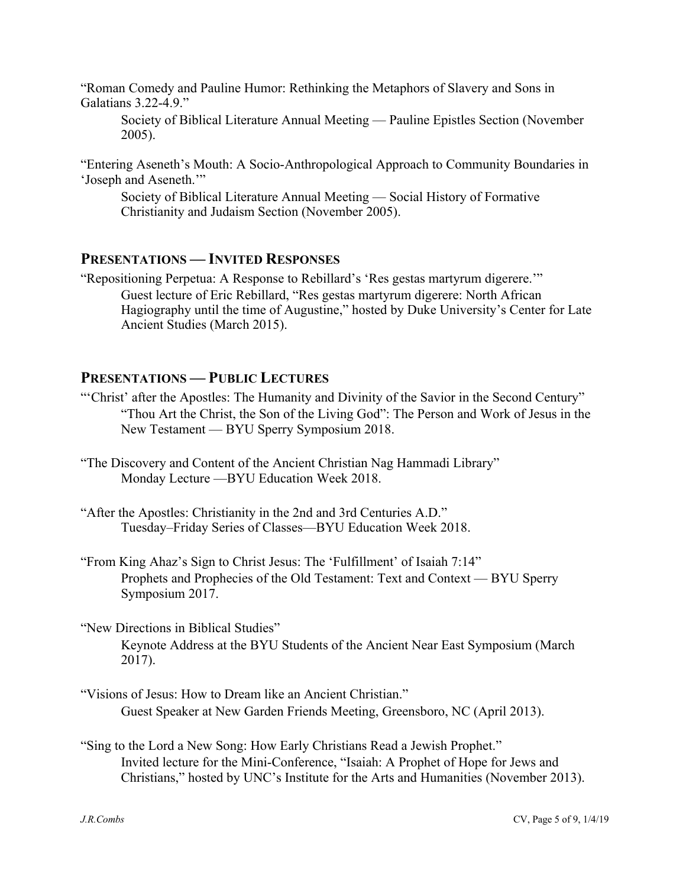"Roman Comedy and Pauline Humor: Rethinking the Metaphors of Slavery and Sons in Galatians 3.22-4.9."

Society of Biblical Literature Annual Meeting — Pauline Epistles Section (November 2005).

"Entering Aseneth's Mouth: A Socio-Anthropological Approach to Community Boundaries in 'Joseph and Aseneth.'"

Society of Biblical Literature Annual Meeting — Social History of Formative Christianity and Judaism Section (November 2005).

## PRESENTATIONS — INVITED RESPONSES

"Repositioning Perpetua: A Response to Rebillard's 'Res gestas martyrum digerere.'"

Guest lecture of Eric Rebillard, "Res gestas martyrum digerere: North African Hagiography until the time of Augustine," hosted by Duke University's Center for Late Ancient Studies (March 2015).

## PRESENTATIONS — PUBLIC LECTURES

"'Christ' after the Apostles: The Humanity and Divinity of the Savior in the Second Century"

"Thou Art the Christ, the Son of the Living God": The Person and Work of Jesus in the New Testament — BYU Sperry Symposium 2018.

"The Discovery and Content of the Ancient Christian Nag Hammadi Library"

Monday Lecture —BYU Education Week 2018.

"After the Apostles: Christianity in the 2nd and 3rd Centuries A.D."

Tuesday–Friday Series of Classes—BYU Education Week 2018.

"From King Ahaz's Sign to Christ Jesus: The 'Fulfillment' of Isaiah 7:14"

Prophets and Prophecies of the Old Testament: Text and Context — BYU Sperry Symposium 2017.

"New Directions in Biblical Studies"

Keynote Address at the BYU Students of the Ancient Near East Symposium (March 2017).

"Visions of Jesus: How to Dream like an Ancient Christian."

Guest Speaker at New Garden Friends Meeting, Greensboro, NC (April 2013).

"Sing to the Lord a New Song: How Early Christians Read a Jewish Prophet."

Invited lecture for the Mini-Conference, "Isaiah: A Prophet of Hope for Jews and Christians," hosted by UNC's Institute for the Arts and Humanities (November 2013).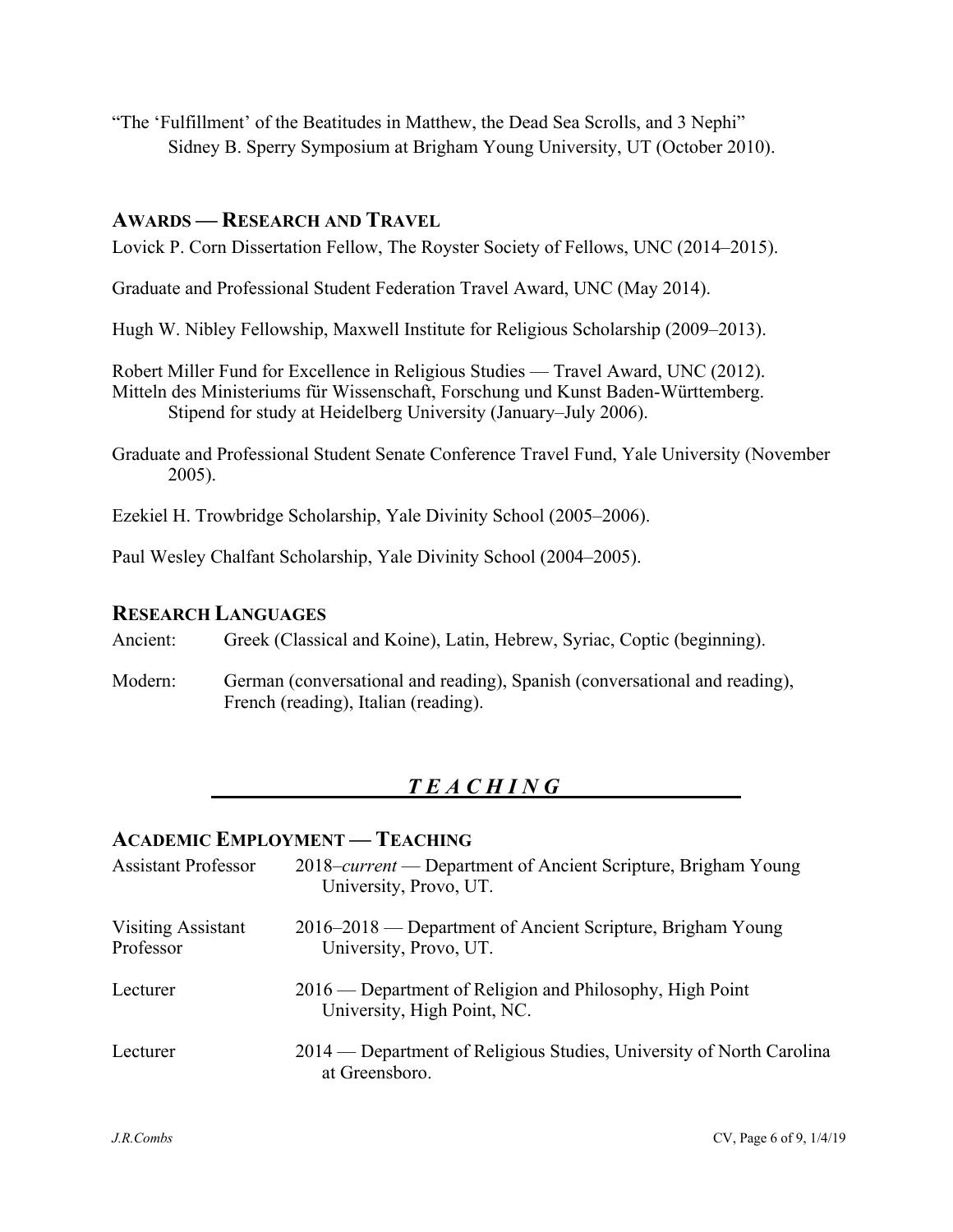"The 'Fulfillment' of the Beatitudes in Matthew, the Dead Sea Scrolls, and 3 Nephi"
Sidney B. Sperry Symposium at Brigham Young University, UT (October 2010).

## AWARDS — RESEARCH AND TRAVEL

Lovick P. Corn Dissertation Fellow, The Royster Society of Fellows, UNC (2014–2015).

Graduate and Professional Student Federation Travel Award, UNC (May 2014).

Hugh W. Nibley Fellowship, Maxwell Institute for Religious Scholarship (2009–2013).

Robert Miller Fund for Excellence in Religious Studies — Travel Award, UNC (2012).

Mitteln des Ministeriums für Wissenschaft, Forschung und Kunst Baden-Württemberg. Stipend for study at Heidelberg University (January–July 2006).

Graduate and Professional Student Senate Conference Travel Fund, Yale University (November 2005).

Ezekiel H. Trowbridge Scholarship, Yale Divinity School (2005–2006).

Paul Wesley Chalfant Scholarship, Yale Divinity School (2004–2005).

## RESEARCH LANGUAGES

Ancient: Greek (Classical and Koine), Latin, Hebrew, Syriac, Coptic (beginning).

Modern: German (conversational and reading), Spanish (conversational and reading), French (reading), Italian (reading).

# *TEACHING*

## ACADEMIC EMPLOYMENT — TEACHING

| | |
|---|---|
| Assistant Professor | 2018–*current* — Department of Ancient Scripture, Brigham Young University, Provo, UT. |
| Visiting Assistant Professor | 2016–2018 — Department of Ancient Scripture, Brigham Young University, Provo, UT. |
| Lecturer | 2016 — Department of Religion and Philosophy, High Point University, High Point, NC. |
| Lecturer | 2014 — Department of Religious Studies, University of North Carolina at Greensboro. |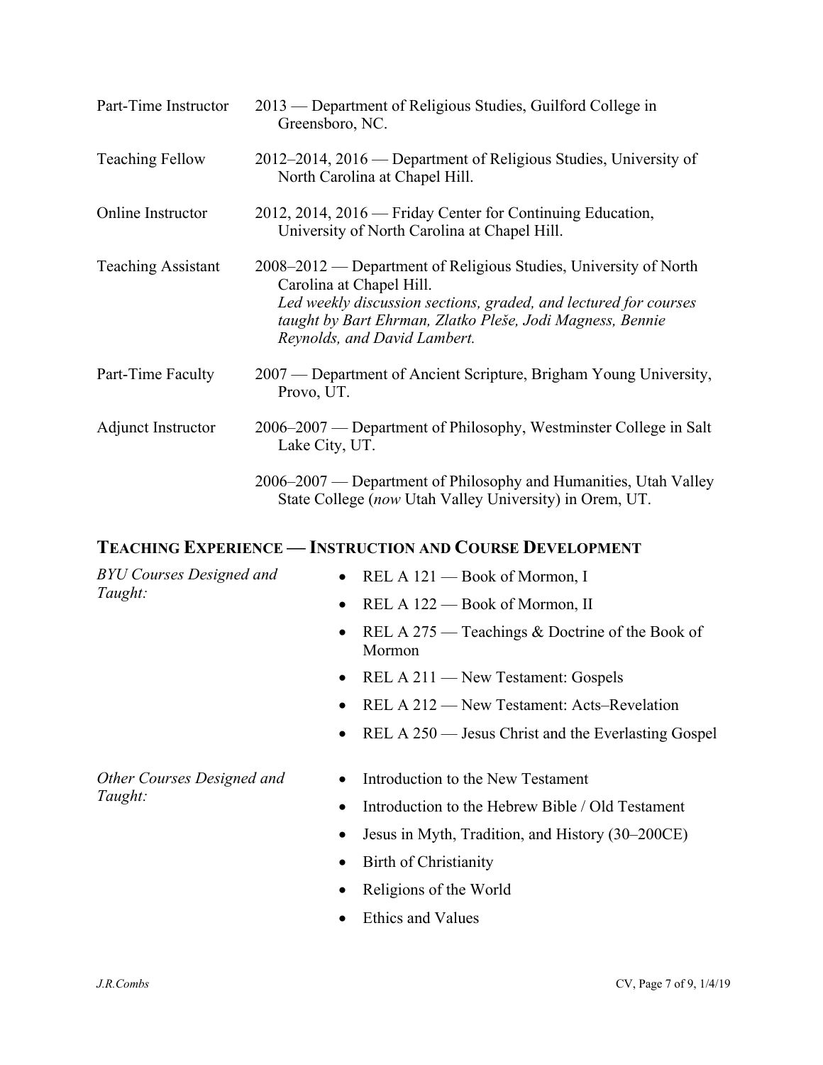Part-Time Instructor — 2013 — Department of Religious Studies, Guilford College in Greensboro, NC.

Teaching Fellow — 2012–2014, 2016 — Department of Religious Studies, University of North Carolina at Chapel Hill.

Online Instructor — 2012, 2014, 2016 — Friday Center for Continuing Education, University of North Carolina at Chapel Hill.

Teaching Assistant — 2008–2012 — Department of Religious Studies, University of North Carolina at Chapel Hill.
*Led weekly discussion sections, graded, and lectured for courses taught by Bart Ehrman, Zlatko Pleše, Jodi Magness, Bennie Reynolds, and David Lambert.*

Part-Time Faculty — 2007 — Department of Ancient Scripture, Brigham Young University, Provo, UT.

Adjunct Instructor — 2006–2007 — Department of Philosophy, Westminster College in Salt Lake City, UT.

2006–2007 — Department of Philosophy and Humanities, Utah Valley State College (*now* Utah Valley University) in Orem, UT.

## Teaching Experience — Instruction and Course Development

*BYU Courses Designed and Taught:*

- REL A 121 — Book of Mormon, I
- REL A 122 — Book of Mormon, II
- REL A 275 — Teachings & Doctrine of the Book of Mormon
- REL A 211 — New Testament: Gospels
- REL A 212 — New Testament: Acts–Revelation
- REL A 250 — Jesus Christ and the Everlasting Gospel

*Other Courses Designed and Taught:*

- Introduction to the New Testament
- Introduction to the Hebrew Bible / Old Testament
- Jesus in Myth, Tradition, and History (30–200CE)
- Birth of Christianity
- Religions of the World
- Ethics and Values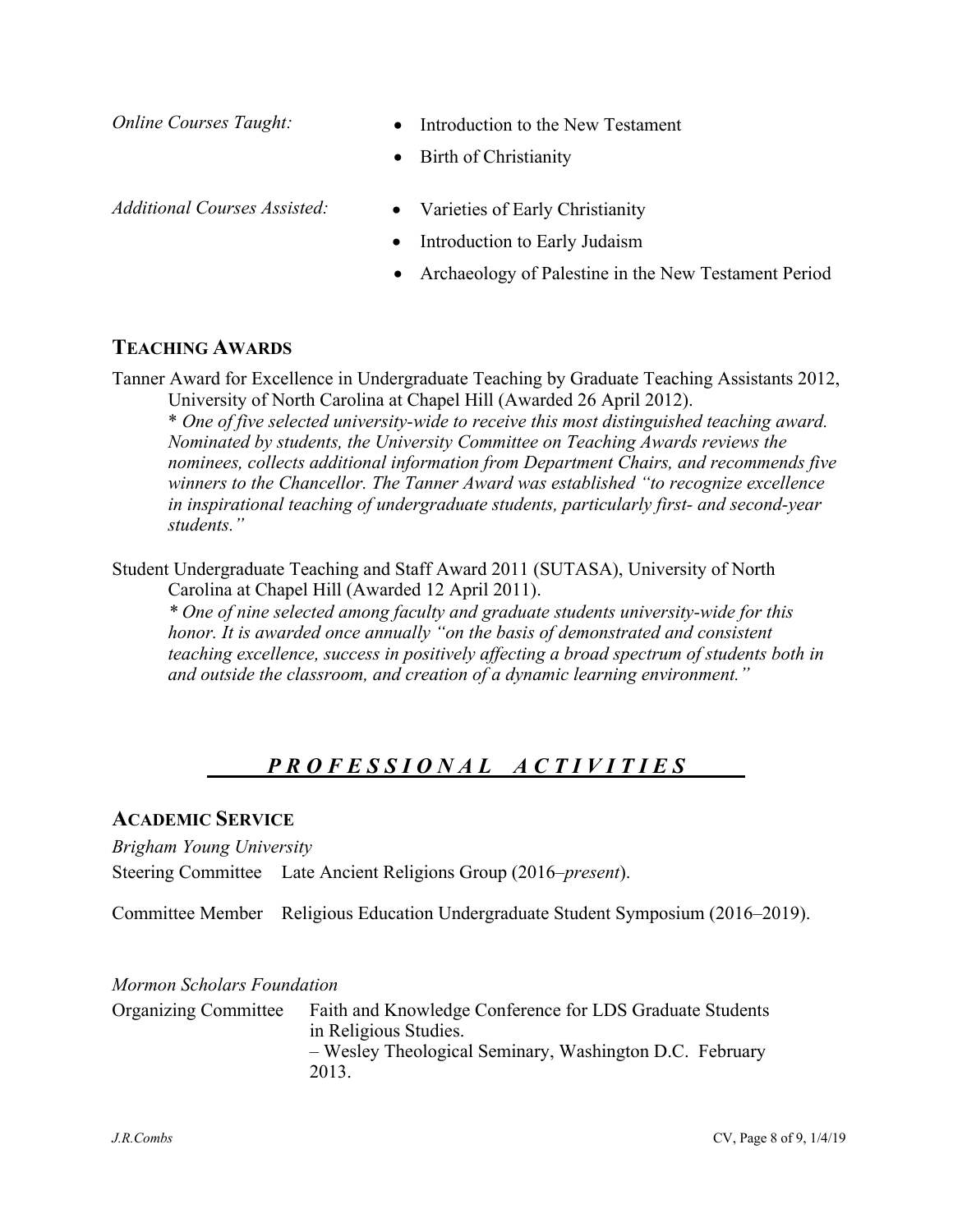*Online Courses Taught:*

- Introduction to the New Testament
- Birth of Christianity

*Additional Courses Assisted:*

- Varieties of Early Christianity
- Introduction to Early Judaism
- Archaeology of Palestine in the New Testament Period

### TEACHING AWARDS

Tanner Award for Excellence in Undergraduate Teaching by Graduate Teaching Assistants 2012, University of North Carolina at Chapel Hill (Awarded 26 April 2012).
*\* One of five selected university-wide to receive this most distinguished teaching award. Nominated by students, the University Committee on Teaching Awards reviews the nominees, collects additional information from Department Chairs, and recommends five winners to the Chancellor. The Tanner Award was established "to recognize excellence in inspirational teaching of undergraduate students, particularly first- and second-year students."*

Student Undergraduate Teaching and Staff Award 2011 (SUTASA), University of North Carolina at Chapel Hill (Awarded 12 April 2011).
*\* One of nine selected among faculty and graduate students university-wide for this honor. It is awarded once annually "on the basis of demonstrated and consistent teaching excellence, success in positively affecting a broad spectrum of students both in and outside the classroom, and creation of a dynamic learning environment."*

## *PROFESSIONAL ACTIVITIES*

### ACADEMIC SERVICE

*Brigham Young University*

Steering Committee Late Ancient Religions Group (2016–*present*).

Committee Member Religious Education Undergraduate Student Symposium (2016–2019).

*Mormon Scholars Foundation*

Organizing Committee Faith and Knowledge Conference for LDS Graduate Students in Religious Studies.
– Wesley Theological Seminary, Washington D.C. February 2013.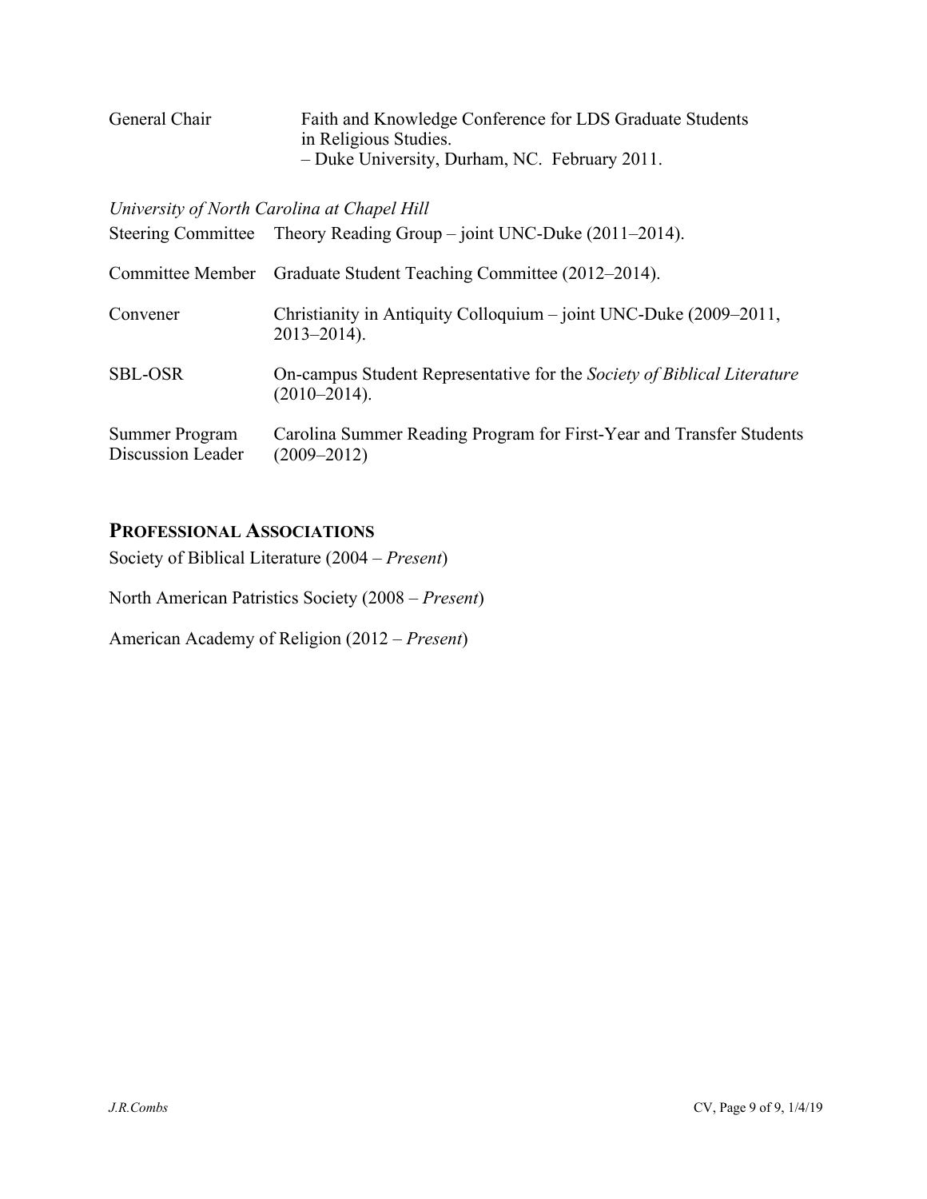| | |
|---|---|
| General Chair | Faith and Knowledge Conference for LDS Graduate Students in Religious Studies.<br>– Duke University, Durham, NC. February 2011. |

*University of North Carolina at Chapel Hill*

| | |
|---|---|
| Steering Committee | Theory Reading Group – joint UNC-Duke (2011–2014). |
| Committee Member | Graduate Student Teaching Committee (2012–2014). |
| Convener | Christianity in Antiquity Colloquium – joint UNC-Duke (2009–2011, 2013–2014). |
| SBL-OSR | On-campus Student Representative for the *Society of Biblical Literature* (2010–2014). |
| Summer Program Discussion Leader | Carolina Summer Reading Program for First-Year and Transfer Students (2009–2012) |

## PROFESSIONAL ASSOCIATIONS

Society of Biblical Literature (2004 – *Present*)

North American Patristics Society (2008 – *Present*)

American Academy of Religion (2012 – *Present*)